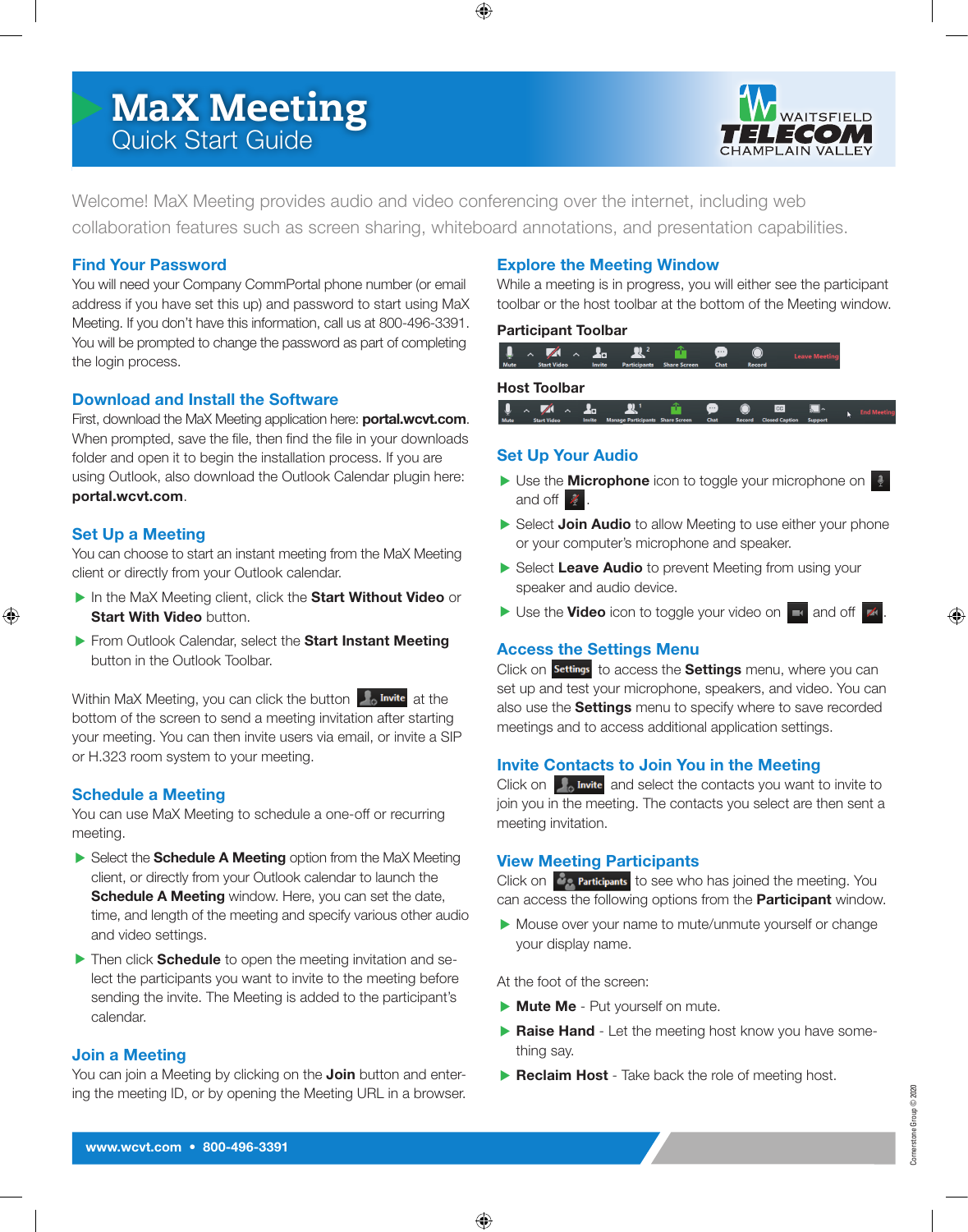# MaX Meeting
## Quick Start Guide

WAITSFIELD TELECOM CHAMPLAIN VALLEY

Welcome! MaX Meeting provides audio and video conferencing over the internet, including web collaboration features such as screen sharing, whiteboard annotations, and presentation capabilities.

### Find Your Password

You will need your Company CommPortal phone number (or email address if you have set this up) and password to start using MaX Meeting. If you don't have this information, call us at 800-496-3391. You will be prompted to change the password as part of completing the login process.

### Download and Install the Software

First, download the MaX Meeting application here: **portal.wcvt.com**. When prompted, save the file, then find the file in your downloads folder and open it to begin the installation process. If you are using Outlook, also download the Outlook Calendar plugin here: **portal.wcvt.com**.

### Set Up a Meeting

You can choose to start an instant meeting from the MaX Meeting client or directly from your Outlook calendar.

- In the MaX Meeting client, click the **Start Without Video** or **Start With Video** button.
- From Outlook Calendar, select the **Start Instant Meeting** button in the Outlook Toolbar.

Within MaX Meeting, you can click the button **Invite** at the bottom of the screen to send a meeting invitation after starting your meeting. You can then invite users via email, or invite a SIP or H.323 room system to your meeting.

### Schedule a Meeting

You can use MaX Meeting to schedule a one-off or recurring meeting.

- Select the **Schedule A Meeting** option from the MaX Meeting client, or directly from your Outlook calendar to launch the **Schedule A Meeting** window. Here, you can set the date, time, and length of the meeting and specify various other audio and video settings.
- Then click **Schedule** to open the meeting invitation and select the participants you want to invite to the meeting before sending the invite. The Meeting is added to the participant's calendar.

### Join a Meeting

You can join a Meeting by clicking on the **Join** button and entering the meeting ID, or by opening the Meeting URL in a browser.

### Explore the Meeting Window

While a meeting is in progress, you will either see the participant toolbar or the host toolbar at the bottom of the Meeting window.

**Participant Toolbar**

Mute | Start Video | Invite | Participants | Share Screen | Chat | Record | Leave Meeting

**Host Toolbar**

Mute | Start Video | Invite | Manage Participants | Share Screen | Chat | Record | Closed Caption | Support | End Meeting

### Set Up Your Audio

- Use the **Microphone** icon to toggle your microphone on and off.
- Select **Join Audio** to allow Meeting to use either your phone or your computer's microphone and speaker.
- Select **Leave Audio** to prevent Meeting from using your speaker and audio device.
- Use the **Video** icon to toggle your video on and off.

### Access the Settings Menu

Click on **Settings** to access the **Settings** menu, where you can set up and test your microphone, speakers, and video. You can also use the **Settings** menu to specify where to save recorded meetings and to access additional application settings.

### Invite Contacts to Join You in the Meeting

Click on **Invite** and select the contacts you want to invite to join you in the meeting. The contacts you select are then sent a meeting invitation.

### View Meeting Participants

Click on **Participants** to see who has joined the meeting. You can access the following options from the **Participant** window.

- Mouse over your name to mute/unmute yourself or change your display name.

At the foot of the screen:

- **Mute Me** - Put yourself on mute.
- **Raise Hand** - Let the meeting host know you have something say.
- **Reclaim Host** - Take back the role of meeting host.

**www.wcvt.com • 800-496-3391**

Cornerstone Group © 2020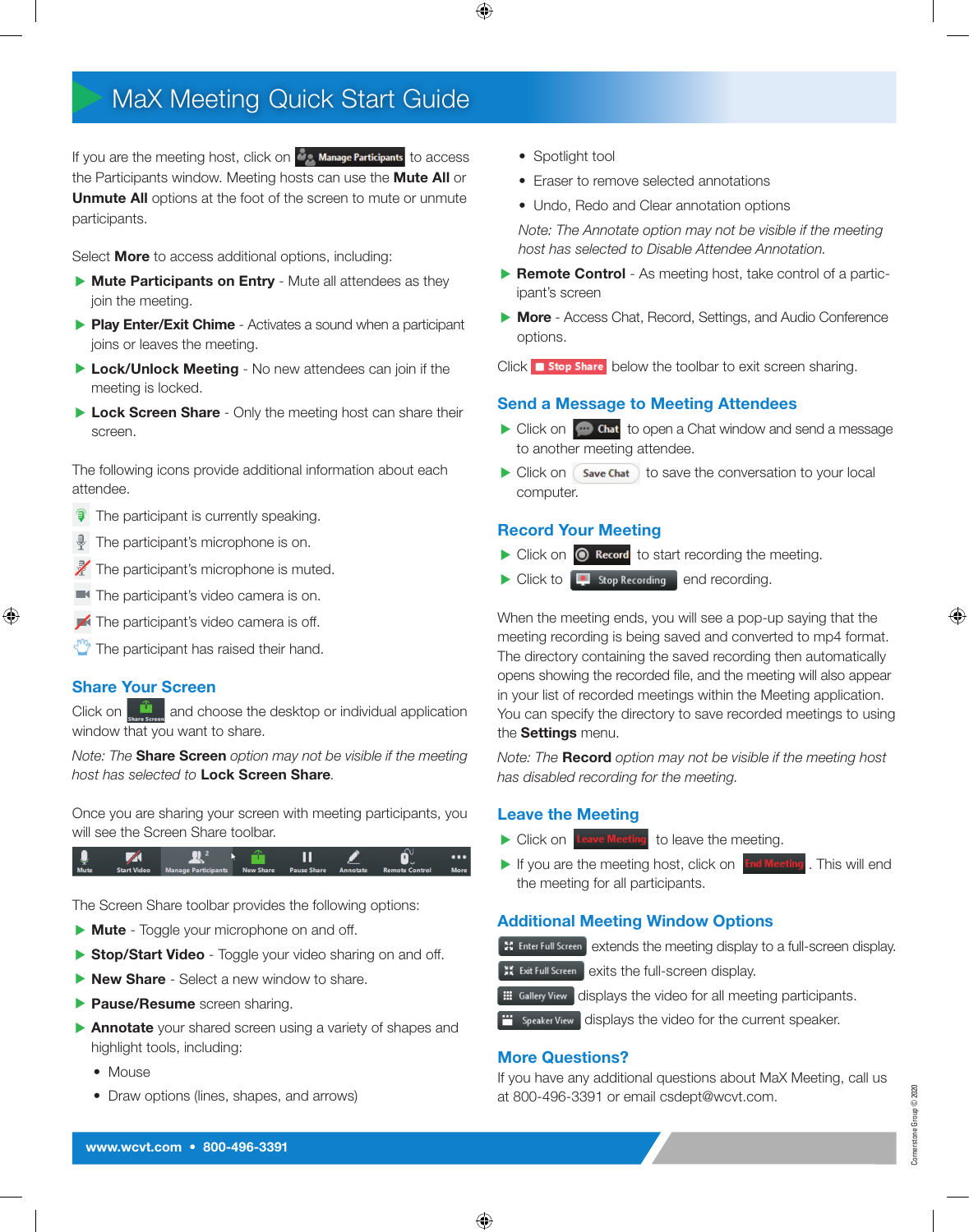// MaX Meeting Quick Start Guide

If you are the meeting host, click on Manage Participants to access the Participants window. Meeting hosts can use the **Mute All** or **Unmute All** options at the foot of the screen to mute or unmute participants.

Select **More** to access additional options, including:

- **Mute Participants on Entry** - Mute all attendees as they join the meeting.
- **Play Enter/Exit Chime** - Activates a sound when a participant joins or leaves the meeting.
- **Lock/Unlock Meeting** - No new attendees can join if the meeting is locked.
- **Lock Screen Share** - Only the meeting host can share their screen.

The following icons provide additional information about each attendee.

- The participant is currently speaking.
- The participant's microphone is on.
- The participant's microphone is muted.
- The participant's video camera is on.
- The participant's video camera is off.
- The participant has raised their hand.

## Share Your Screen

Click on Share Screen and choose the desktop or individual application window that you want to share.

*Note: The* ***Share Screen*** *option may not be visible if the meeting host has selected to* ***Lock Screen Share****.*

Once you are sharing your screen with meeting participants, you will see the Screen Share toolbar.

Mute | Start Video | Manage Participants | New Share | Pause Share | Annotate | Remote Control | More

The Screen Share toolbar provides the following options:

- **Mute** - Toggle your microphone on and off.
- **Stop/Start Video** - Toggle your video sharing on and off.
- **New Share** - Select a new window to share.
- **Pause/Resume** screen sharing.
- **Annotate** your shared screen using a variety of shapes and highlight tools, including:
  - Mouse
  - Draw options (lines, shapes, and arrows)
  - Spotlight tool
  - Eraser to remove selected annotations
  - Undo, Redo and Clear annotation options

  *Note: The Annotate option may not be visible if the meeting host has selected to Disable Attendee Annotation.*
- **Remote Control** - As meeting host, take control of a participant's screen
- **More** - Access Chat, Record, Settings, and Audio Conference options.

Click Stop Share below the toolbar to exit screen sharing.

## Send a Message to Meeting Attendees

- Click on Chat to open a Chat window and send a message to another meeting attendee.
- Click on Save Chat to save the conversation to your local computer.

## Record Your Meeting

- Click on Record to start recording the meeting.
- Click to Stop Recording end recording.

When the meeting ends, you will see a pop-up saying that the meeting recording is being saved and converted to mp4 format. The directory containing the saved recording then automatically opens showing the recorded file, and the meeting will also appear in your list of recorded meetings within the Meeting application. You can specify the directory to save recorded meetings to using the **Settings** menu.

*Note: The* ***Record*** *option may not be visible if the meeting host has disabled recording for the meeting.*

## Leave the Meeting

- Click on Leave Meeting to leave the meeting.
- If you are the meeting host, click on End Meeting. This will end the meeting for all participants.

## Additional Meeting Window Options

Enter Full Screen extends the meeting display to a full-screen display.

Exit Full Screen exits the full-screen display.

Gallery View displays the video for all meeting participants.

Speaker View displays the video for the current speaker.

## More Questions?

If you have any additional questions about MaX Meeting, call us at 800-496-3391 or email csdept@wcvt.com.

**www.wcvt.com • 800-496-3391**

Cornerstone Group © 2020